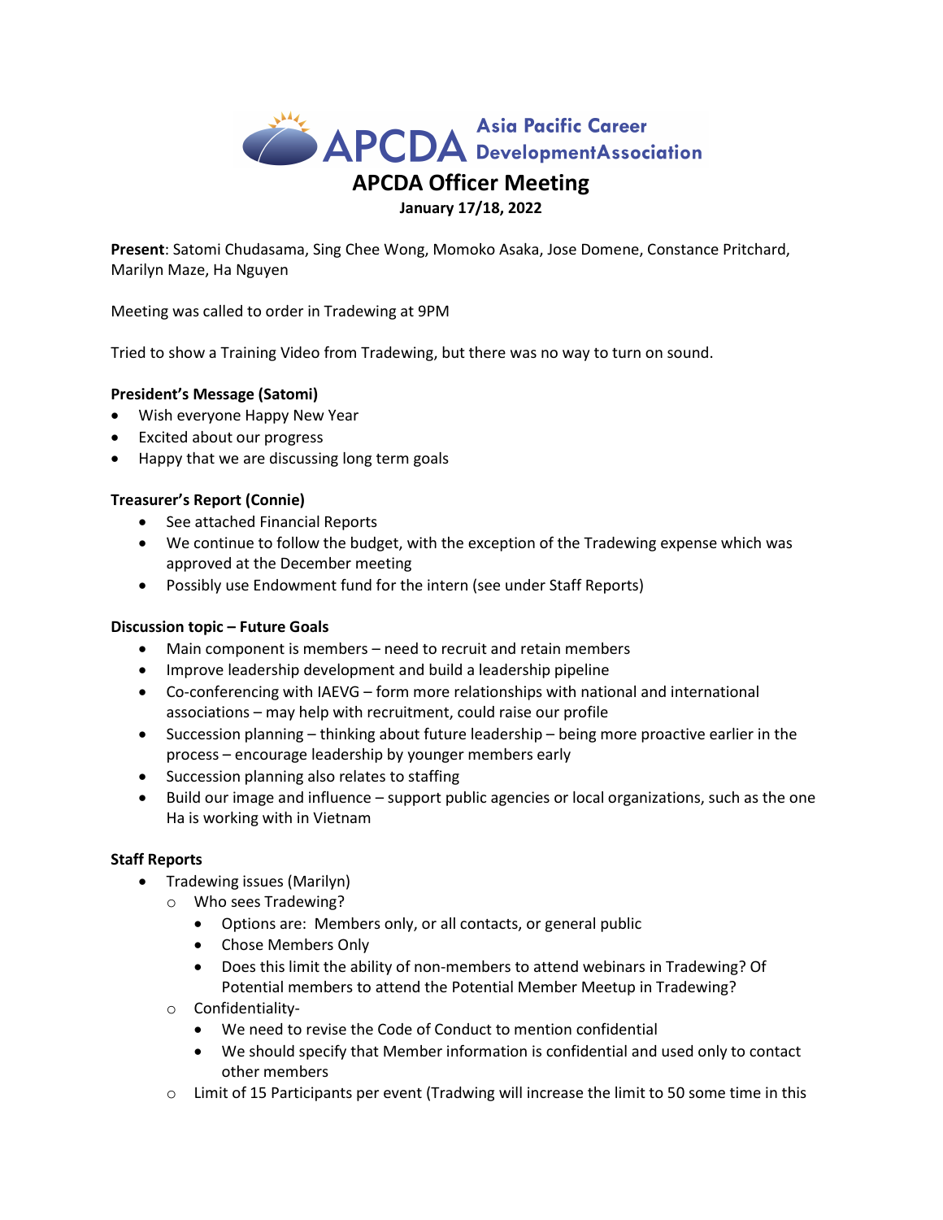# APCDA Officer Meeting

**January 17/18, 2022**

**Present**: Satomi Chudasama, Sing Chee Wong, Momoko Asaka, Jose Domene, Constance Pritchard, Marilyn Maze, Ha Nguyen

Meeting was called to order in Tradewing at 9PM

Tried to show a Training Video from Tradewing, but there was no way to turn on sound.

**President's Message (Satomi)**

- Wish everyone Happy New Year
- Excited about our progress
- Happy that we are discussing long term goals

**Treasurer's Report (Connie)**

- See attached Financial Reports
- We continue to follow the budget, with the exception of the Tradewing expense which was approved at the December meeting
- Possibly use Endowment fund for the intern (see under Staff Reports)

**Discussion topic – Future Goals**

- Main component is members – need to recruit and retain members
- Improve leadership development and build a leadership pipeline
- Co-conferencing with IAEVG – form more relationships with national and international associations – may help with recruitment, could raise our profile
- Succession planning – thinking about future leadership – being more proactive earlier in the process – encourage leadership by younger members early
- Succession planning also relates to staffing
- Build our image and influence – support public agencies or local organizations, such as the one Ha is working with in Vietnam

**Staff Reports**

- Tradewing issues (Marilyn)
  - Who sees Tradewing?
    - Options are: Members only, or all contacts, or general public
    - Chose Members Only
    - Does this limit the ability of non-members to attend webinars in Tradewing? Of Potential members to attend the Potential Member Meetup in Tradewing?
  - Confidentiality-
    - We need to revise the Code of Conduct to mention confidential
    - We should specify that Member information is confidential and used only to contact other members
  - Limit of 15 Participants per event (Tradwing will increase the limit to 50 some time in this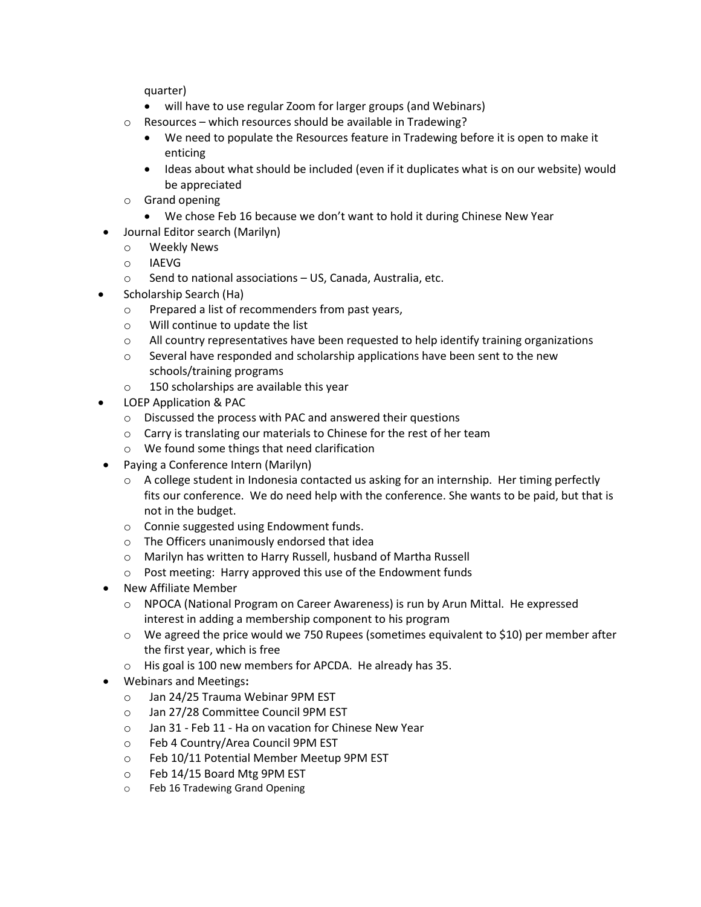quarter)

    - will have to use regular Zoom for larger groups (and Webinars)

  - Resources – which resources should be available in Tradewing?
    - We need to populate the Resources feature in Tradewing before it is open to make it enticing
    - Ideas about what should be included (even if it duplicates what is on our website) would be appreciated
  - Grand opening
    - We chose Feb 16 because we don't want to hold it during Chinese New Year
- Journal Editor search (Marilyn)
  - Weekly News
  - IAEVG
  - Send to national associations – US, Canada, Australia, etc.
- Scholarship Search (Ha)
  - Prepared a list of recommenders from past years,
  - Will continue to update the list
  - All country representatives have been requested to help identify training organizations
  - Several have responded and scholarship applications have been sent to the new schools/training programs
  - 150 scholarships are available this year
- LOEP Application & PAC
  - Discussed the process with PAC and answered their questions
  - Carry is translating our materials to Chinese for the rest of her team
  - We found some things that need clarification
- Paying a Conference Intern (Marilyn)
  - A college student in Indonesia contacted us asking for an internship. Her timing perfectly fits our conference. We do need help with the conference. She wants to be paid, but that is not in the budget.
  - Connie suggested using Endowment funds.
  - The Officers unanimously endorsed that idea
  - Marilyn has written to Harry Russell, husband of Martha Russell
  - Post meeting: Harry approved this use of the Endowment funds
- New Affiliate Member
  - NPOCA (National Program on Career Awareness) is run by Arun Mittal. He expressed interest in adding a membership component to his program
  - We agreed the price would we 750 Rupees (sometimes equivalent to $10) per member after the first year, which is free
  - His goal is 100 new members for APCDA. He already has 35.
- Webinars and Meetings**:**
  - Jan 24/25 Trauma Webinar 9PM EST
  - Jan 27/28 Committee Council 9PM EST
  - Jan 31 - Feb 11 - Ha on vacation for Chinese New Year
  - Feb 4 Country/Area Council 9PM EST
  - Feb 10/11 Potential Member Meetup 9PM EST
  - Feb 14/15 Board Mtg 9PM EST
  - Feb 16 Tradewing Grand Opening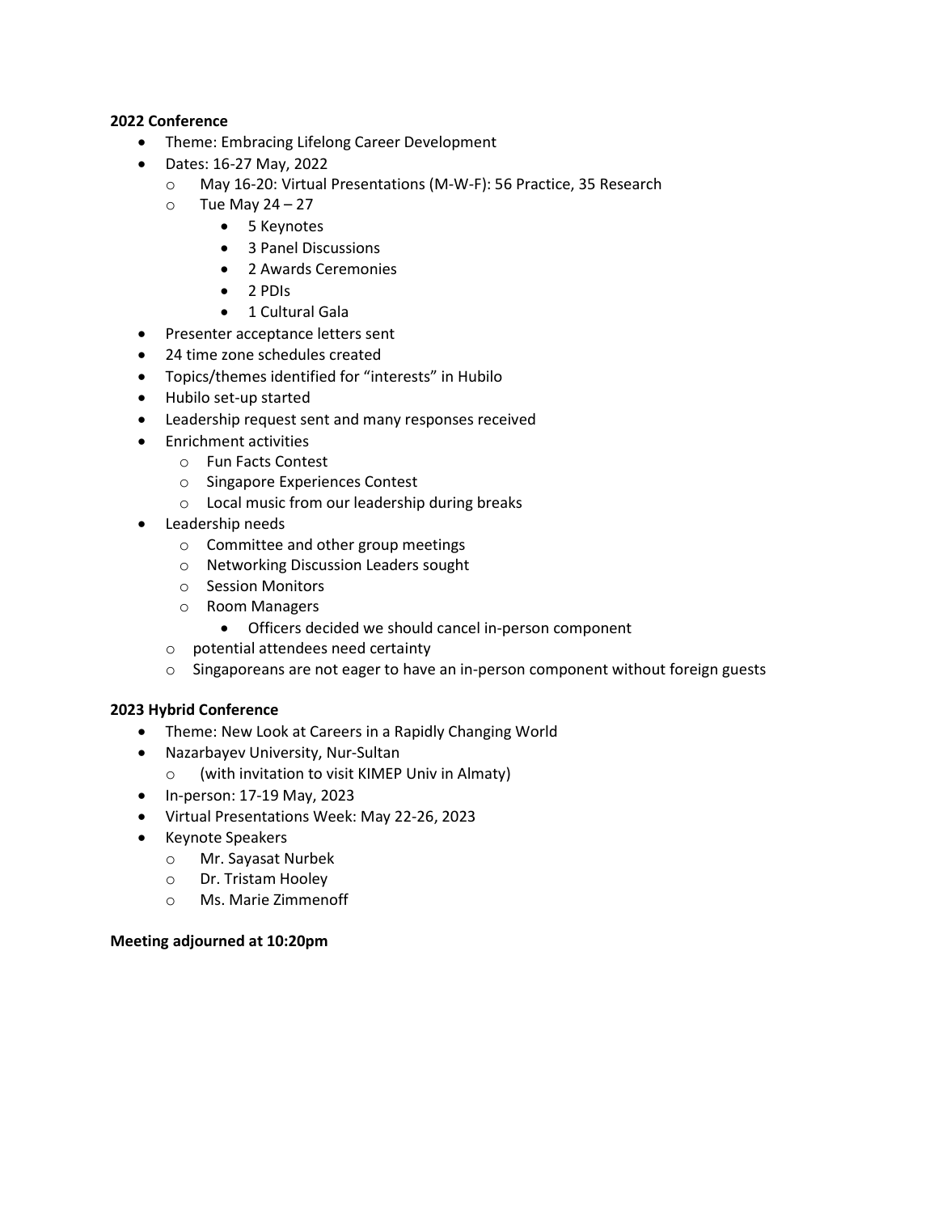**2022 Conference**

- Theme: Embracing Lifelong Career Development
- Dates: 16-27 May, 2022
  - May 16-20: Virtual Presentations (M-W-F): 56 Practice, 35 Research
  - Tue May 24 – 27
    - 5 Keynotes
    - 3 Panel Discussions
    - 2 Awards Ceremonies
    - 2 PDIs
    - 1 Cultural Gala
- Presenter acceptance letters sent
- 24 time zone schedules created
- Topics/themes identified for "interests" in Hubilo
- Hubilo set-up started
- Leadership request sent and many responses received
- Enrichment activities
  - Fun Facts Contest
  - Singapore Experiences Contest
  - Local music from our leadership during breaks
- Leadership needs
  - Committee and other group meetings
  - Networking Discussion Leaders sought
  - Session Monitors
  - Room Managers
    - Officers decided we should cancel in-person component
  - potential attendees need certainty
  - Singaporeans are not eager to have an in-person component without foreign guests

**2023 Hybrid Conference**

- Theme: New Look at Careers in a Rapidly Changing World
- Nazarbayev University, Nur-Sultan
  - (with invitation to visit KIMEP Univ in Almaty)
- In-person: 17-19 May, 2023
- Virtual Presentations Week: May 22-26, 2023
- Keynote Speakers
  - Mr. Sayasat Nurbek
  - Dr. Tristam Hooley
  - Ms. Marie Zimmenoff

**Meeting adjourned at 10:20pm**